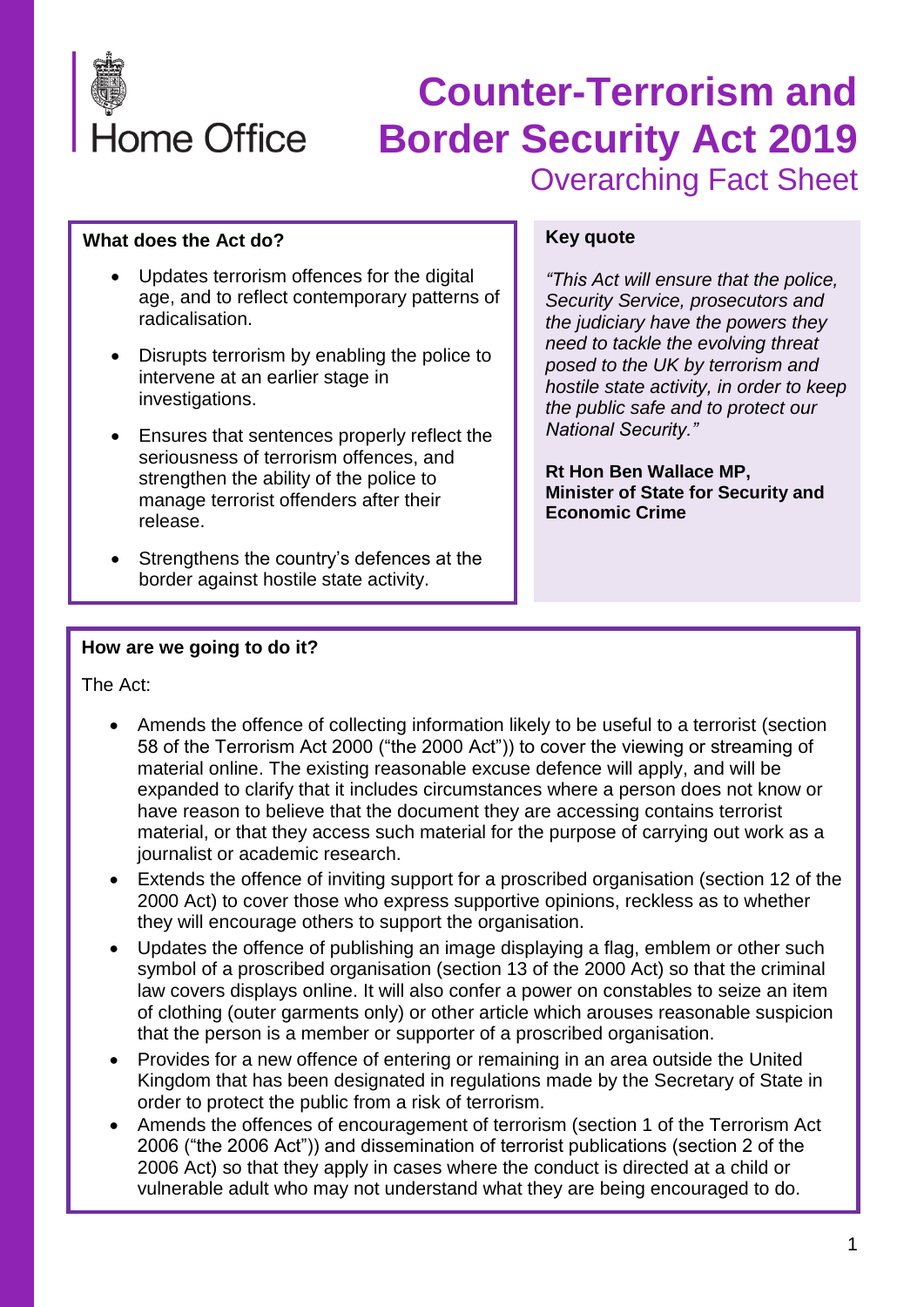Home Office

# Counter-Terrorism and Border Security Act 2019

## Overarching Fact Sheet

**What does the Act do?**

- Updates terrorism offences for the digital age, and to reflect contemporary patterns of radicalisation.
- Disrupts terrorism by enabling the police to intervene at an earlier stage in investigations.
- Ensures that sentences properly reflect the seriousness of terrorism offences, and strengthen the ability of the police to manage terrorist offenders after their release.
- Strengthens the country's defences at the border against hostile state activity.

**Key quote**

*"This Act will ensure that the police, Security Service, prosecutors and the judiciary have the powers they need to tackle the evolving threat posed to the UK by terrorism and hostile state activity, in order to keep the public safe and to protect our National Security."*

**Rt Hon Ben Wallace MP, Minister of State for Security and Economic Crime**

**How are we going to do it?**

The Act:

- Amends the offence of collecting information likely to be useful to a terrorist (section 58 of the Terrorism Act 2000 ("the 2000 Act")) to cover the viewing or streaming of material online. The existing reasonable excuse defence will apply, and will be expanded to clarify that it includes circumstances where a person does not know or have reason to believe that the document they are accessing contains terrorist material, or that they access such material for the purpose of carrying out work as a journalist or academic research.
- Extends the offence of inviting support for a proscribed organisation (section 12 of the 2000 Act) to cover those who express supportive opinions, reckless as to whether they will encourage others to support the organisation.
- Updates the offence of publishing an image displaying a flag, emblem or other such symbol of a proscribed organisation (section 13 of the 2000 Act) so that the criminal law covers displays online. It will also confer a power on constables to seize an item of clothing (outer garments only) or other article which arouses reasonable suspicion that the person is a member or supporter of a proscribed organisation.
- Provides for a new offence of entering or remaining in an area outside the United Kingdom that has been designated in regulations made by the Secretary of State in order to protect the public from a risk of terrorism.
- Amends the offences of encouragement of terrorism (section 1 of the Terrorism Act 2006 ("the 2006 Act")) and dissemination of terrorist publications (section 2 of the 2006 Act) so that they apply in cases where the conduct is directed at a child or vulnerable adult who may not understand what they are being encouraged to do.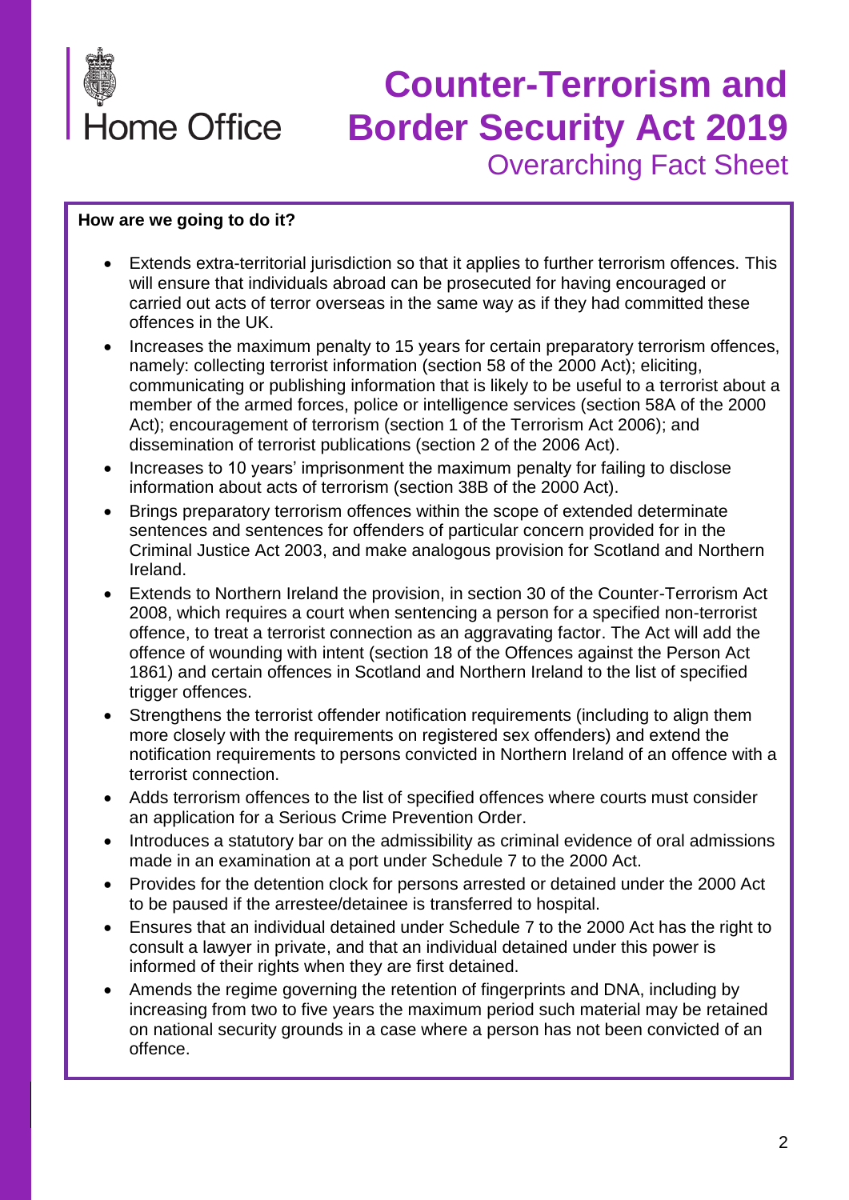# Counter-Terrorism and Border Security Act 2019

## Overarching Fact Sheet

**How are we going to do it?**

- Extends extra-territorial jurisdiction so that it applies to further terrorism offences. This will ensure that individuals abroad can be prosecuted for having encouraged or carried out acts of terror overseas in the same way as if they had committed these offences in the UK.
- Increases the maximum penalty to 15 years for certain preparatory terrorism offences, namely: collecting terrorist information (section 58 of the 2000 Act); eliciting, communicating or publishing information that is likely to be useful to a terrorist about a member of the armed forces, police or intelligence services (section 58A of the 2000 Act); encouragement of terrorism (section 1 of the Terrorism Act 2006); and dissemination of terrorist publications (section 2 of the 2006 Act).
- Increases to 10 years' imprisonment the maximum penalty for failing to disclose information about acts of terrorism (section 38B of the 2000 Act).
- Brings preparatory terrorism offences within the scope of extended determinate sentences and sentences for offenders of particular concern provided for in the Criminal Justice Act 2003, and make analogous provision for Scotland and Northern Ireland.
- Extends to Northern Ireland the provision, in section 30 of the Counter-Terrorism Act 2008, which requires a court when sentencing a person for a specified non-terrorist offence, to treat a terrorist connection as an aggravating factor. The Act will add the offence of wounding with intent (section 18 of the Offences against the Person Act 1861) and certain offences in Scotland and Northern Ireland to the list of specified trigger offences.
- Strengthens the terrorist offender notification requirements (including to align them more closely with the requirements on registered sex offenders) and extend the notification requirements to persons convicted in Northern Ireland of an offence with a terrorist connection.
- Adds terrorism offences to the list of specified offences where courts must consider an application for a Serious Crime Prevention Order.
- Introduces a statutory bar on the admissibility as criminal evidence of oral admissions made in an examination at a port under Schedule 7 to the 2000 Act.
- Provides for the detention clock for persons arrested or detained under the 2000 Act to be paused if the arrestee/detainee is transferred to hospital.
- Ensures that an individual detained under Schedule 7 to the 2000 Act has the right to consult a lawyer in private, and that an individual detained under this power is informed of their rights when they are first detained.
- Amends the regime governing the retention of fingerprints and DNA, including by increasing from two to five years the maximum period such material may be retained on national security grounds in a case where a person has not been convicted of an offence.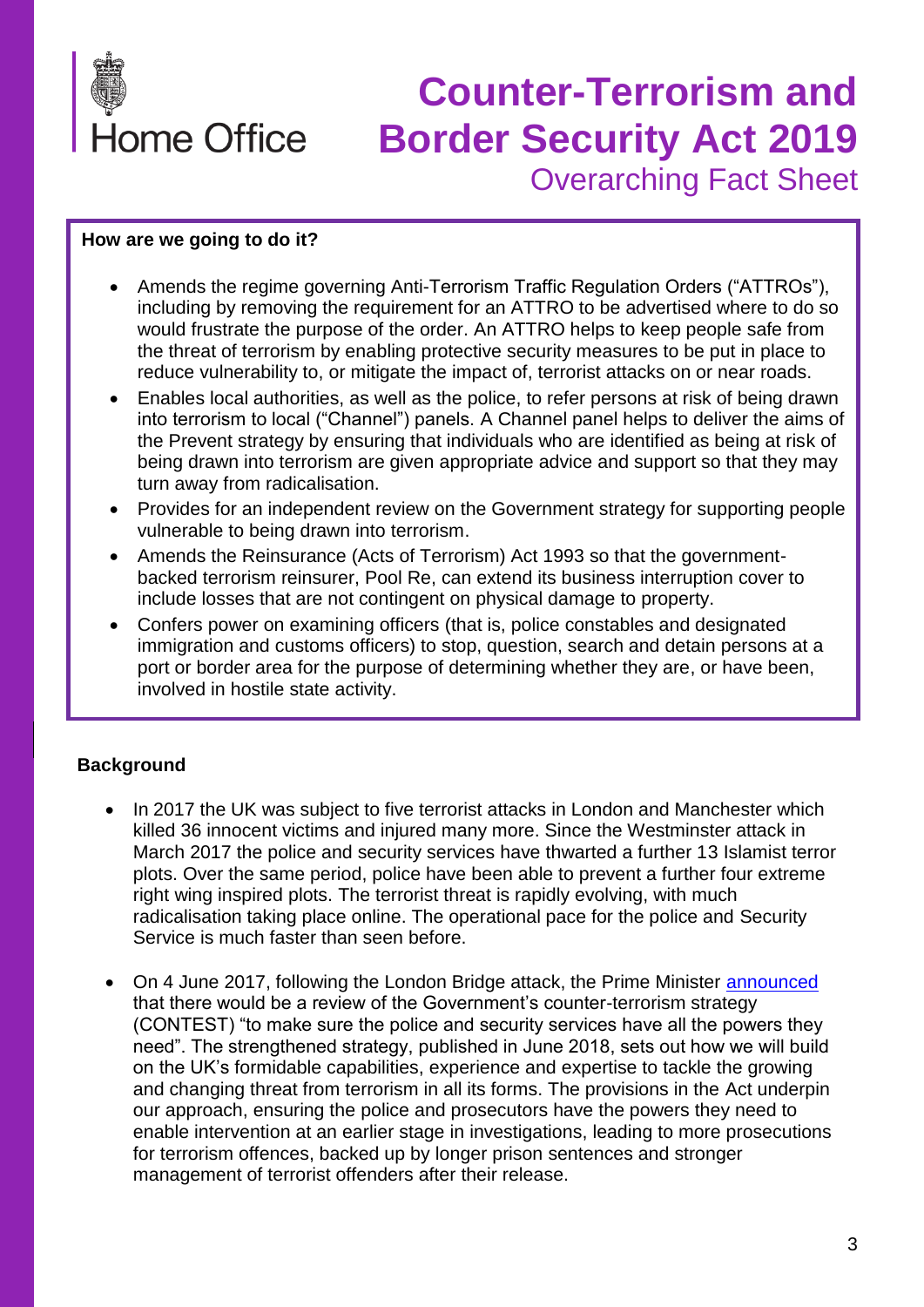# Counter-Terrorism and Border Security Act 2019

## Overarching Fact Sheet

**How are we going to do it?**

- Amends the regime governing Anti-Terrorism Traffic Regulation Orders ("ATTROs"), including by removing the requirement for an ATTRO to be advertised where to do so would frustrate the purpose of the order. An ATTRO helps to keep people safe from the threat of terrorism by enabling protective security measures to be put in place to reduce vulnerability to, or mitigate the impact of, terrorist attacks on or near roads.
- Enables local authorities, as well as the police, to refer persons at risk of being drawn into terrorism to local ("Channel") panels. A Channel panel helps to deliver the aims of the Prevent strategy by ensuring that individuals who are identified as being at risk of being drawn into terrorism are given appropriate advice and support so that they may turn away from radicalisation.
- Provides for an independent review on the Government strategy for supporting people vulnerable to being drawn into terrorism.
- Amends the Reinsurance (Acts of Terrorism) Act 1993 so that the government-backed terrorism reinsurer, Pool Re, can extend its business interruption cover to include losses that are not contingent on physical damage to property.
- Confers power on examining officers (that is, police constables and designated immigration and customs officers) to stop, question, search and detain persons at a port or border area for the purpose of determining whether they are, or have been, involved in hostile state activity.

**Background**

- In 2017 the UK was subject to five terrorist attacks in London and Manchester which killed 36 innocent victims and injured many more. Since the Westminster attack in March 2017 the police and security services have thwarted a further 13 Islamist terror plots. Over the same period, police have been able to prevent a further four extreme right wing inspired plots. The terrorist threat is rapidly evolving, with much radicalisation taking place online. The operational pace for the police and Security Service is much faster than seen before.

- On 4 June 2017, following the London Bridge attack, the Prime Minister announced that there would be a review of the Government's counter-terrorism strategy (CONTEST) "to make sure the police and security services have all the powers they need". The strengthened strategy, published in June 2018, sets out how we will build on the UK's formidable capabilities, experience and expertise to tackle the growing and changing threat from terrorism in all its forms. The provisions in the Act underpin our approach, ensuring the police and prosecutors have the powers they need to enable intervention at an earlier stage in investigations, leading to more prosecutions for terrorism offences, backed up by longer prison sentences and stronger management of terrorist offenders after their release.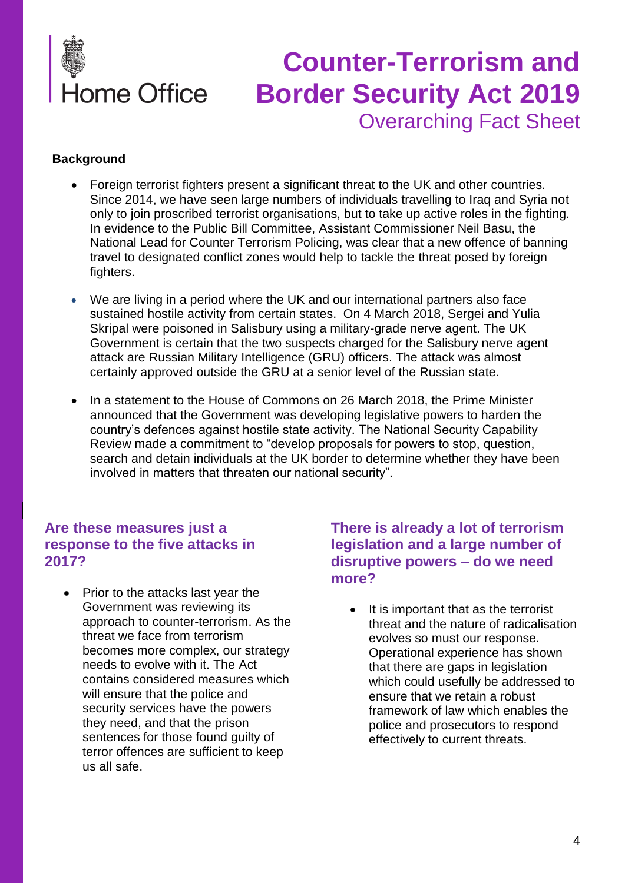Home Office

# Counter-Terrorism and Border Security Act 2019

## Overarching Fact Sheet

**Background**

- Foreign terrorist fighters present a significant threat to the UK and other countries. Since 2014, we have seen large numbers of individuals travelling to Iraq and Syria not only to join proscribed terrorist organisations, but to take up active roles in the fighting. In evidence to the Public Bill Committee, Assistant Commissioner Neil Basu, the National Lead for Counter Terrorism Policing, was clear that a new offence of banning travel to designated conflict zones would help to tackle the threat posed by foreign fighters.
- We are living in a period where the UK and our international partners also face sustained hostile activity from certain states. On 4 March 2018, Sergei and Yulia Skripal were poisoned in Salisbury using a military-grade nerve agent. The UK Government is certain that the two suspects charged for the Salisbury nerve agent attack are Russian Military Intelligence (GRU) officers. The attack was almost certainly approved outside the GRU at a senior level of the Russian state.
- In a statement to the House of Commons on 26 March 2018, the Prime Minister announced that the Government was developing legislative powers to harden the country's defences against hostile state activity. The National Security Capability Review made a commitment to "develop proposals for powers to stop, question, search and detain individuals at the UK border to determine whether they have been involved in matters that threaten our national security".

### Are these measures just a response to the five attacks in 2017?

- Prior to the attacks last year the Government was reviewing its approach to counter-terrorism. As the threat we face from terrorism becomes more complex, our strategy needs to evolve with it. The Act contains considered measures which will ensure that the police and security services have the powers they need, and that the prison sentences for those found guilty of terror offences are sufficient to keep us all safe.

### There is already a lot of terrorism legislation and a large number of disruptive powers – do we need more?

- It is important that as the terrorist threat and the nature of radicalisation evolves so must our response. Operational experience has shown that there are gaps in legislation which could usefully be addressed to ensure that we retain a robust framework of law which enables the police and prosecutors to respond effectively to current threats.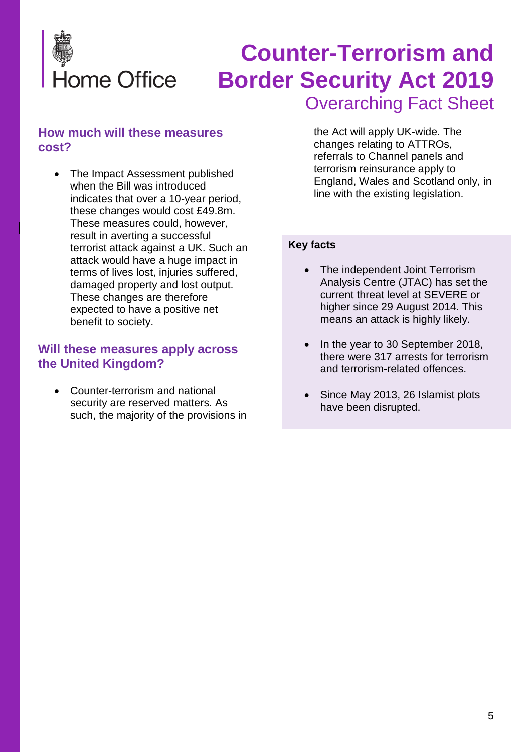# Counter-Terrorism and Border Security Act 2019

## Overarching Fact Sheet

### How much will these measures cost?

- The Impact Assessment published when the Bill was introduced indicates that over a 10-year period, these changes would cost £49.8m. These measures could, however, result in averting a successful terrorist attack against a UK. Such an attack would have a huge impact in terms of lives lost, injuries suffered, damaged property and lost output. These changes are therefore expected to have a positive net benefit to society.

### Will these measures apply across the United Kingdom?

- Counter-terrorism and national security are reserved matters. As such, the majority of the provisions in the Act will apply UK-wide. The changes relating to ATTROs, referrals to Channel panels and terrorism reinsurance apply to England, Wales and Scotland only, in line with the existing legislation.

**Key facts**

- The independent Joint Terrorism Analysis Centre (JTAC) has set the current threat level at SEVERE or higher since 29 August 2014. This means an attack is highly likely.
- In the year to 30 September 2018, there were 317 arrests for terrorism and terrorism-related offences.
- Since May 2013, 26 Islamist plots have been disrupted.